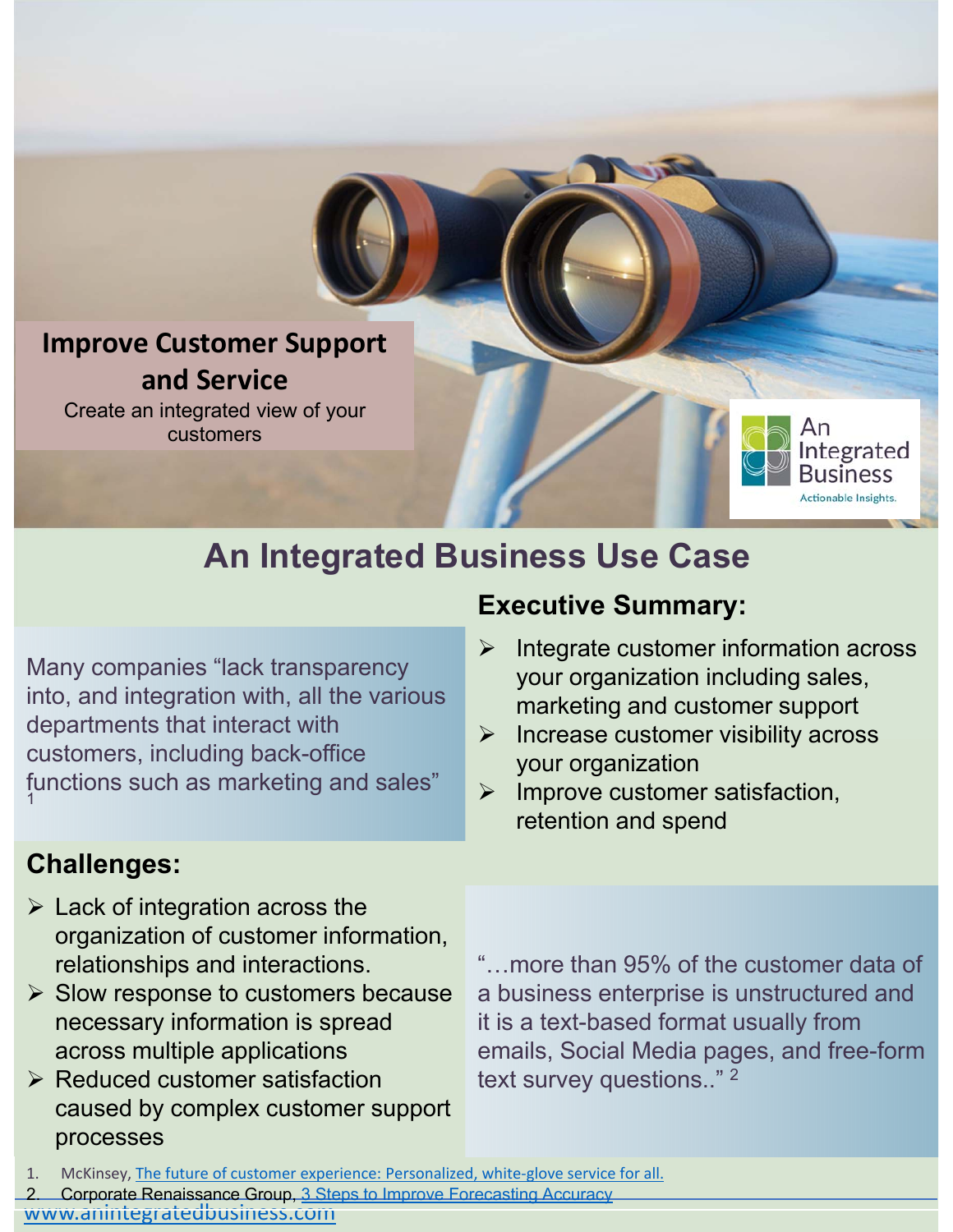## Improve Customer Support and Service

Create an integrated view of your customers

An Integrated Business
Actionable Insights.

# An Integrated Business Use Case

Many companies "lack transparency into, and integration with, all the various departments that interact with customers, including back-office functions such as marketing and sales"[1]

## Executive Summary:

- Integrate customer information across your organization including sales, marketing and customer support
- Increase customer visibility across your organization
- Improve customer satisfaction, retention and spend

## Challenges:

- Lack of integration across the organization of customer information, relationships and interactions.
- Slow response to customers because necessary information is spread across multiple applications
- Reduced customer satisfaction caused by complex customer support processes

"…more than 95% of the customer data of a business enterprise is unstructured and it is a text-based format usually from emails, Social Media pages, and free-form text survey questions.." [2]

1. McKinsey, The future of customer experience: Personalized, white-glove service for all.
2. Corporate Renaissance Group, 3 Steps to Improve Forecasting Accuracy

www.anintegratedbusiness.com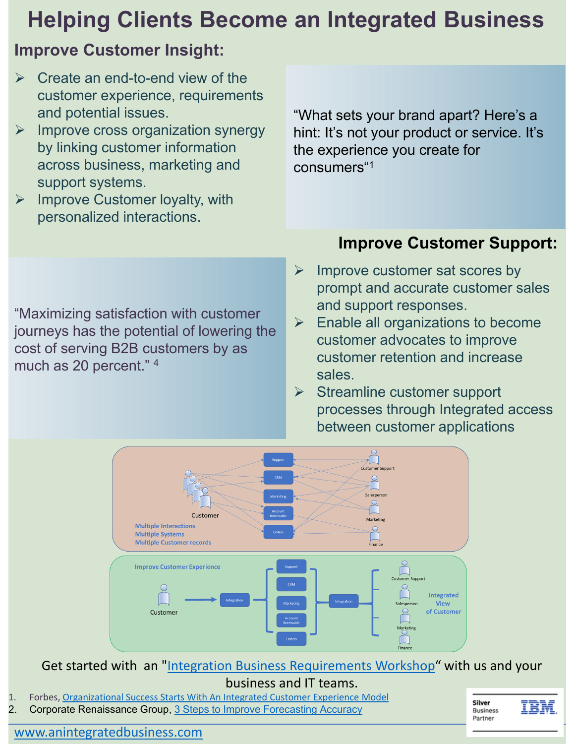# Helping Clients Become an Integrated Business

## Improve Customer Insight:

- Create an end-to-end view of the customer experience, requirements and potential issues.
- Improve cross organization synergy by linking customer information across business, marketing and support systems.
- Improve Customer loyalty, with personalized interactions.

"What sets your brand apart? Here's a hint: It's not your product or service. It's the experience you create for consumers"[1]

## Improve Customer Support:

- Improve customer sat scores by prompt and accurate customer sales and support responses.
- Enable all organizations to become customer advocates to improve customer retention and increase sales.
- Streamline customer support processes through Integrated access between customer applications

"Maximizing satisfaction with customer journeys has the potential of lowering the cost of serving B2B customers by as much as 20 percent." [4]

Support
CRM
Marketing
Account Receivable
Orders
Customer
Customer Support
Salesperson
Marketing
Finance
Multiple Interactions
Multiple Systems
Multiple Customer records

Improve Customer Experience
Customer
Integration
Support
CRM
Marketing
Account Receivable
Orders
Integration
Customer Support
Salesperson
Marketing
Finance
Integrated View of Customer

Get started with an "[Integration Business Requirements Workshop]" with us and your business and IT teams.

1. Forbes, [Organizational Success Starts With An Integrated Customer Experience Model]
2. Corporate Renaissance Group, [3 Steps to Improve Forecasting Accuracy]

[www.anintegratedbusiness.com]

Silver Business Partner IBM